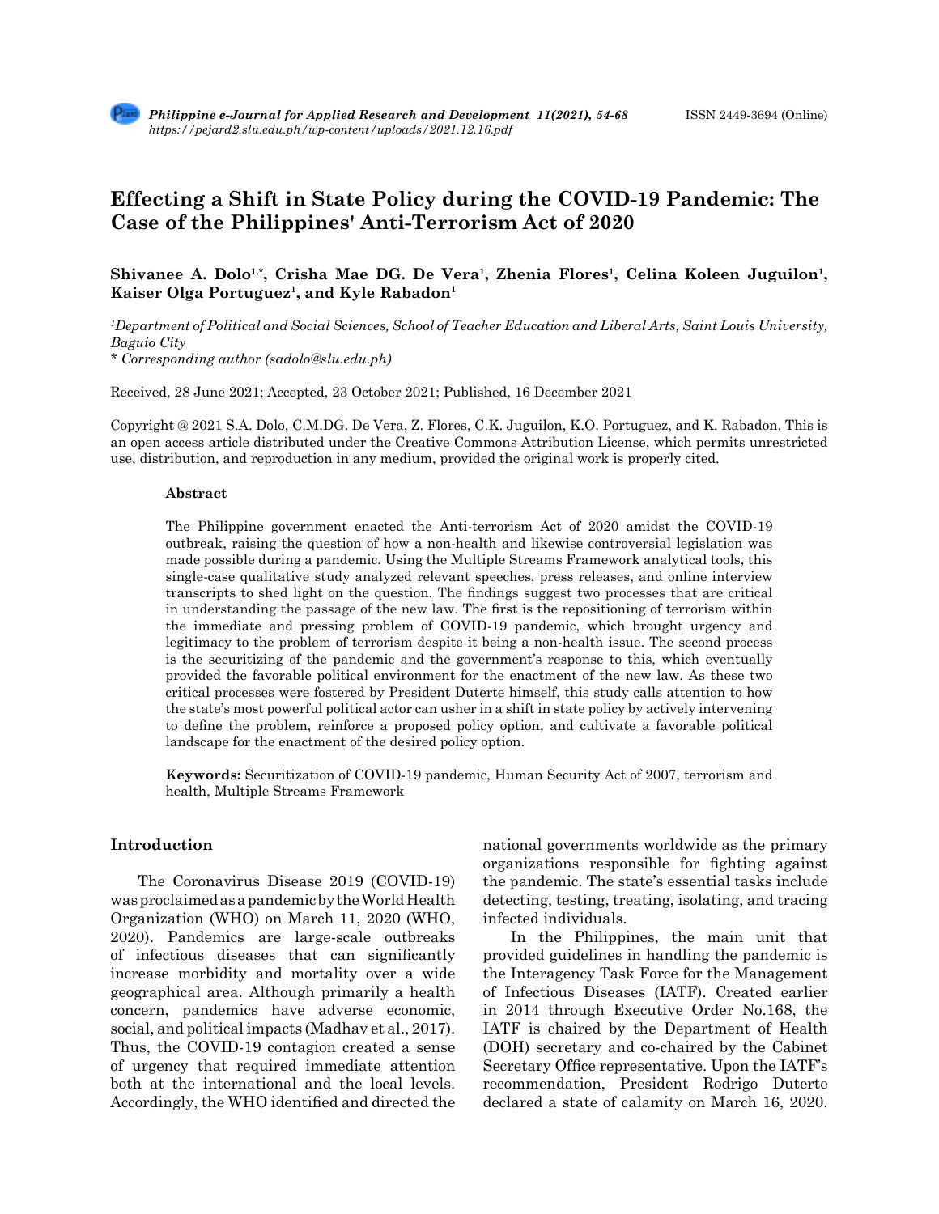*Philippine e-Journal for Applied Research and Development 11(2021), 54-68* ISSN 2449-3694 (Online)
*https://pejard2.slu.edu.ph/wp-content/uploads/2021.12.16.pdf*

# Effecting a Shift in State Policy during the COVID-19 Pandemic: The Case of the Philippines' Anti-Terrorism Act of 2020

**Shivanee A. Dolo[1,*], Crisha Mae DG. De Vera[1], Zhenia Flores[1], Celina Koleen Juguilon[1], Kaiser Olga Portuguez[1], and Kyle Rabadon[1]**

*[1]Department of Political and Social Sciences, School of Teacher Education and Liberal Arts, Saint Louis University, Baguio City*
*\* Corresponding author (sadolo@slu.edu.ph)*

Received, 28 June 2021; Accepted, 23 October 2021; Published, 16 December 2021

Copyright @ 2021 S.A. Dolo, C.M.DG. De Vera, Z. Flores, C.K. Juguilon, K.O. Portuguez, and K. Rabadon. This is an open access article distributed under the Creative Commons Attribution License, which permits unrestricted use, distribution, and reproduction in any medium, provided the original work is properly cited.

**Abstract**

The Philippine government enacted the Anti-terrorism Act of 2020 amidst the COVID-19 outbreak, raising the question of how a non-health and likewise controversial legislation was made possible during a pandemic. Using the Multiple Streams Framework analytical tools, this single-case qualitative study analyzed relevant speeches, press releases, and online interview transcripts to shed light on the question. The findings suggest two processes that are critical in understanding the passage of the new law. The first is the repositioning of terrorism within the immediate and pressing problem of COVID-19 pandemic, which brought urgency and legitimacy to the problem of terrorism despite it being a non-health issue. The second process is the securitizing of the pandemic and the government's response to this, which eventually provided the favorable political environment for the enactment of the new law. As these two critical processes were fostered by President Duterte himself, this study calls attention to how the state's most powerful political actor can usher in a shift in state policy by actively intervening to define the problem, reinforce a proposed policy option, and cultivate a favorable political landscape for the enactment of the desired policy option.

**Keywords:** Securitization of COVID-19 pandemic, Human Security Act of 2007, terrorism and health, Multiple Streams Framework

## Introduction

The Coronavirus Disease 2019 (COVID-19) was proclaimed as a pandemic by the World Health Organization (WHO) on March 11, 2020 (WHO, 2020). Pandemics are large-scale outbreaks of infectious diseases that can significantly increase morbidity and mortality over a wide geographical area. Although primarily a health concern, pandemics have adverse economic, social, and political impacts (Madhav et al., 2017). Thus, the COVID-19 contagion created a sense of urgency that required immediate attention both at the international and the local levels. Accordingly, the WHO identified and directed the national governments worldwide as the primary organizations responsible for fighting against the pandemic. The state's essential tasks include detecting, testing, treating, isolating, and tracing infected individuals.

In the Philippines, the main unit that provided guidelines in handling the pandemic is the Interagency Task Force for the Management of Infectious Diseases (IATF). Created earlier in 2014 through Executive Order No.168, the IATF is chaired by the Department of Health (DOH) secretary and co-chaired by the Cabinet Secretary Office representative. Upon the IATF's recommendation, President Rodrigo Duterte declared a state of calamity on March 16, 2020.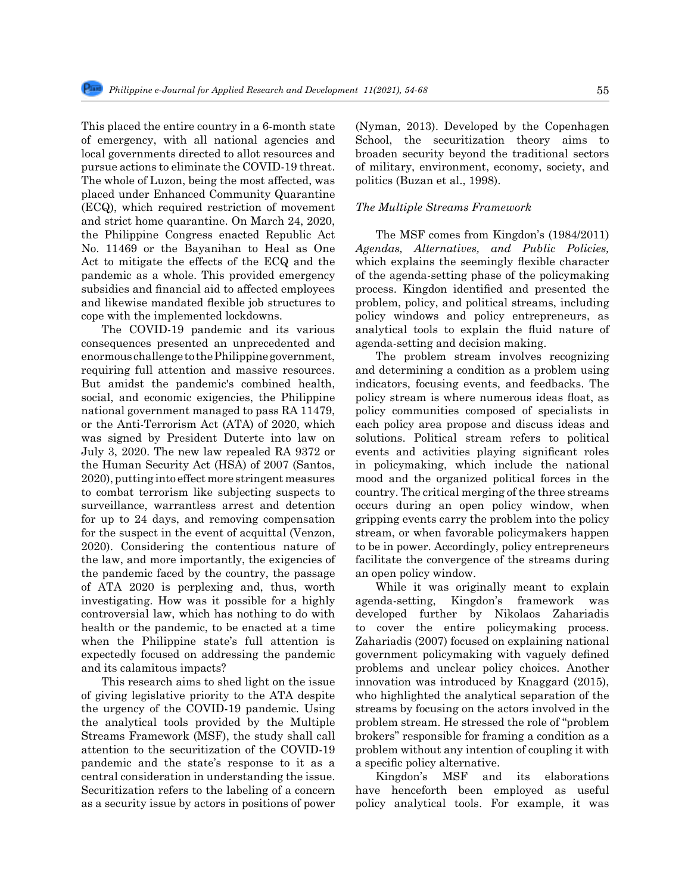This placed the entire country in a 6-month state of emergency, with all national agencies and local governments directed to allot resources and pursue actions to eliminate the COVID-19 threat. The whole of Luzon, being the most affected, was placed under Enhanced Community Quarantine (ECQ), which required restriction of movement and strict home quarantine. On March 24, 2020, the Philippine Congress enacted Republic Act No. 11469 or the Bayanihan to Heal as One Act to mitigate the effects of the ECQ and the pandemic as a whole. This provided emergency subsidies and financial aid to affected employees and likewise mandated flexible job structures to cope with the implemented lockdowns.

The COVID-19 pandemic and its various consequences presented an unprecedented and enormous challenge to the Philippine government, requiring full attention and massive resources. But amidst the pandemic's combined health, social, and economic exigencies, the Philippine national government managed to pass RA 11479, or the Anti-Terrorism Act (ATA) of 2020, which was signed by President Duterte into law on July 3, 2020. The new law repealed RA 9372 or the Human Security Act (HSA) of 2007 (Santos, 2020), putting into effect more stringent measures to combat terrorism like subjecting suspects to surveillance, warrantless arrest and detention for up to 24 days, and removing compensation for the suspect in the event of acquittal (Venzon, 2020). Considering the contentious nature of the law, and more importantly, the exigencies of the pandemic faced by the country, the passage of ATA 2020 is perplexing and, thus, worth investigating. How was it possible for a highly controversial law, which has nothing to do with health or the pandemic, to be enacted at a time when the Philippine state's full attention is expectedly focused on addressing the pandemic and its calamitous impacts?

This research aims to shed light on the issue of giving legislative priority to the ATA despite the urgency of the COVID-19 pandemic. Using the analytical tools provided by the Multiple Streams Framework (MSF), the study shall call attention to the securitization of the COVID-19 pandemic and the state's response to it as a central consideration in understanding the issue. Securitization refers to the labeling of a concern as a security issue by actors in positions of power (Nyman, 2013). Developed by the Copenhagen School, the securitization theory aims to broaden security beyond the traditional sectors of military, environment, economy, society, and politics (Buzan et al., 1998).

### *The Multiple Streams Framework*

The MSF comes from Kingdon's (1984/2011) *Agendas, Alternatives, and Public Policies,* which explains the seemingly flexible character of the agenda-setting phase of the policymaking process. Kingdon identified and presented the problem, policy, and political streams, including policy windows and policy entrepreneurs, as analytical tools to explain the fluid nature of agenda-setting and decision making.

The problem stream involves recognizing and determining a condition as a problem using indicators, focusing events, and feedbacks. The policy stream is where numerous ideas float, as policy communities composed of specialists in each policy area propose and discuss ideas and solutions. Political stream refers to political events and activities playing significant roles in policymaking, which include the national mood and the organized political forces in the country. The critical merging of the three streams occurs during an open policy window, when gripping events carry the problem into the policy stream, or when favorable policymakers happen to be in power. Accordingly, policy entrepreneurs facilitate the convergence of the streams during an open policy window.

While it was originally meant to explain agenda-setting, Kingdon's framework was developed further by Nikolaos Zahariadis to cover the entire policymaking process. Zahariadis (2007) focused on explaining national government policymaking with vaguely defined problems and unclear policy choices. Another innovation was introduced by Knaggard (2015), who highlighted the analytical separation of the streams by focusing on the actors involved in the problem stream. He stressed the role of "problem brokers" responsible for framing a condition as a problem without any intention of coupling it with a specific policy alternative.

Kingdon's MSF and its elaborations have henceforth been employed as useful policy analytical tools. For example, it was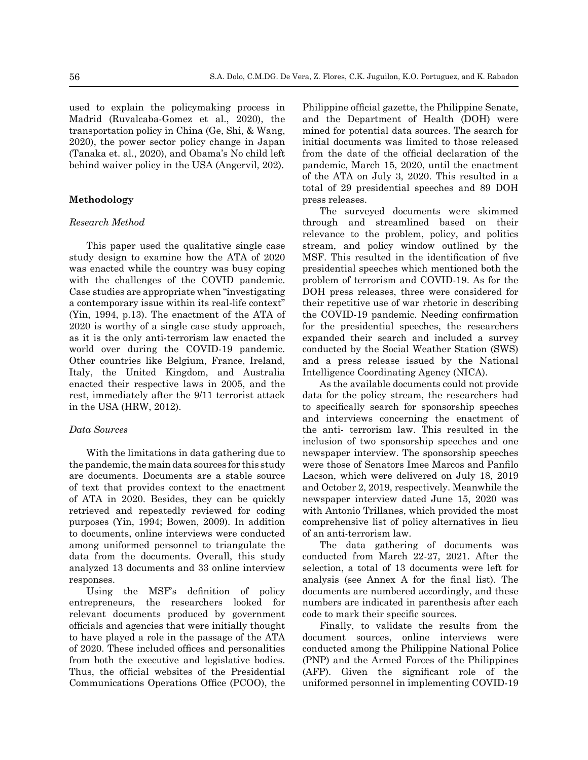used to explain the policymaking process in Madrid (Ruvalcaba-Gomez et al., 2020), the transportation policy in China (Ge, Shi, & Wang, 2020), the power sector policy change in Japan (Tanaka et. al., 2020), and Obama's No child left behind waiver policy in the USA (Angervil, 202).

## Methodology

### *Research Method*

This paper used the qualitative single case study design to examine how the ATA of 2020 was enacted while the country was busy coping with the challenges of the COVID pandemic. Case studies are appropriate when "investigating a contemporary issue within its real-life context" (Yin, 1994, p.13). The enactment of the ATA of 2020 is worthy of a single case study approach, as it is the only anti-terrorism law enacted the world over during the COVID-19 pandemic. Other countries like Belgium, France, Ireland, Italy, the United Kingdom, and Australia enacted their respective laws in 2005, and the rest, immediately after the 9/11 terrorist attack in the USA (HRW, 2012).

### *Data Sources*

With the limitations in data gathering due to the pandemic, the main data sources for this study are documents. Documents are a stable source of text that provides context to the enactment of ATA in 2020. Besides, they can be quickly retrieved and repeatedly reviewed for coding purposes (Yin, 1994; Bowen, 2009). In addition to documents, online interviews were conducted among uniformed personnel to triangulate the data from the documents. Overall, this study analyzed 13 documents and 33 online interview responses.

Using the MSF's definition of policy entrepreneurs, the researchers looked for relevant documents produced by government officials and agencies that were initially thought to have played a role in the passage of the ATA of 2020. These included offices and personalities from both the executive and legislative bodies. Thus, the official websites of the Presidential Communications Operations Office (PCOO), the Philippine official gazette, the Philippine Senate, and the Department of Health (DOH) were mined for potential data sources. The search for initial documents was limited to those released from the date of the official declaration of the pandemic, March 15, 2020, until the enactment of the ATA on July 3, 2020. This resulted in a total of 29 presidential speeches and 89 DOH press releases.

The surveyed documents were skimmed through and streamlined based on their relevance to the problem, policy, and politics stream, and policy window outlined by the MSF. This resulted in the identification of five presidential speeches which mentioned both the problem of terrorism and COVID-19. As for the DOH press releases, three were considered for their repetitive use of war rhetoric in describing the COVID-19 pandemic. Needing confirmation for the presidential speeches, the researchers expanded their search and included a survey conducted by the Social Weather Station (SWS) and a press release issued by the National Intelligence Coordinating Agency (NICA).

As the available documents could not provide data for the policy stream, the researchers had to specifically search for sponsorship speeches and interviews concerning the enactment of the anti- terrorism law. This resulted in the inclusion of two sponsorship speeches and one newspaper interview. The sponsorship speeches were those of Senators Imee Marcos and Panfilo Lacson, which were delivered on July 18, 2019 and October 2, 2019, respectively. Meanwhile the newspaper interview dated June 15, 2020 was with Antonio Trillanes, which provided the most comprehensive list of policy alternatives in lieu of an anti-terrorism law.

The data gathering of documents was conducted from March 22-27, 2021. After the selection, a total of 13 documents were left for analysis (see Annex A for the final list). The documents are numbered accordingly, and these numbers are indicated in parenthesis after each code to mark their specific sources.

Finally, to validate the results from the document sources, online interviews were conducted among the Philippine National Police (PNP) and the Armed Forces of the Philippines (AFP). Given the significant role of the uniformed personnel in implementing COVID-19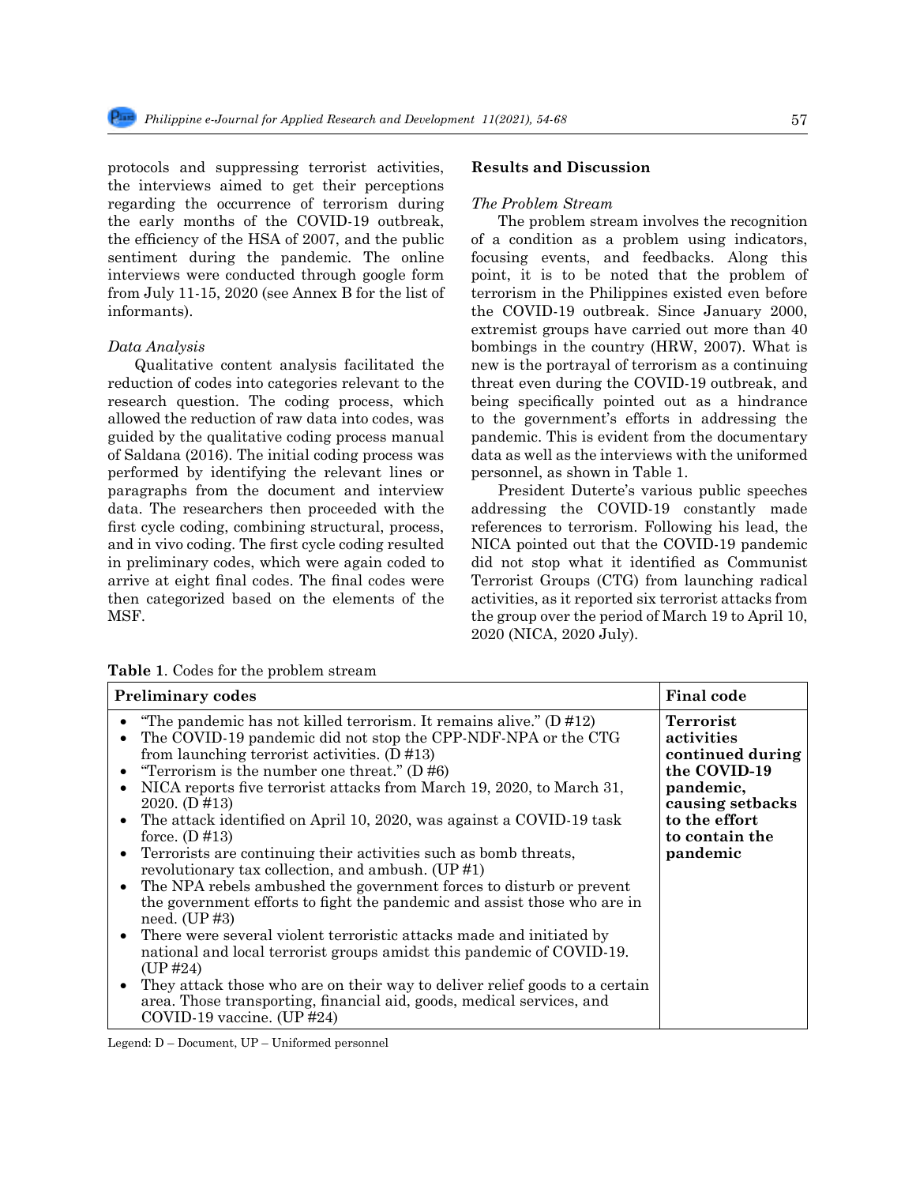protocols and suppressing terrorist activities, the interviews aimed to get their perceptions regarding the occurrence of terrorism during the early months of the COVID-19 outbreak, the efficiency of the HSA of 2007, and the public sentiment during the pandemic. The online interviews were conducted through google form from July 11-15, 2020 (see Annex B for the list of informants).

*Data Analysis*

Qualitative content analysis facilitated the reduction of codes into categories relevant to the research question. The coding process, which allowed the reduction of raw data into codes, was guided by the qualitative coding process manual of Saldana (2016). The initial coding process was performed by identifying the relevant lines or paragraphs from the document and interview data. The researchers then proceeded with the first cycle coding, combining structural, process, and in vivo coding. The first cycle coding resulted in preliminary codes, which were again coded to arrive at eight final codes. The final codes were then categorized based on the elements of the MSF.

## Results and Discussion

*The Problem Stream*

The problem stream involves the recognition of a condition as a problem using indicators, focusing events, and feedbacks. Along this point, it is to be noted that the problem of terrorism in the Philippines existed even before the COVID-19 outbreak. Since January 2000, extremist groups have carried out more than 40 bombings in the country (HRW, 2007). What is new is the portrayal of terrorism as a continuing threat even during the COVID-19 outbreak, and being specifically pointed out as a hindrance to the government's efforts in addressing the pandemic. This is evident from the documentary data as well as the interviews with the uniformed personnel, as shown in Table 1.

President Duterte's various public speeches addressing the COVID-19 constantly made references to terrorism. Following his lead, the NICA pointed out that the COVID-19 pandemic did not stop what it identified as Communist Terrorist Groups (CTG) from launching radical activities, as it reported six terrorist attacks from the group over the period of March 19 to April 10, 2020 (NICA, 2020 July).

**Table 1**. Codes for the problem stream

| Preliminary codes | Final code |
|---|---|
| • "The pandemic has not killed terrorism. It remains alive." (D #12)<br>• The COVID-19 pandemic did not stop the CPP-NDF-NPA or the CTG from launching terrorist activities. (D #13)<br>• "Terrorism is the number one threat." (D #6)<br>• NICA reports five terrorist attacks from March 19, 2020, to March 31, 2020. (D #13)<br>• The attack identified on April 10, 2020, was against a COVID-19 task force. (D #13)<br>• Terrorists are continuing their activities such as bomb threats, revolutionary tax collection, and ambush. (UP #1)<br>• The NPA rebels ambushed the government forces to disturb or prevent the government efforts to fight the pandemic and assist those who are in need. (UP #3)<br>• There were several violent terroristic attacks made and initiated by national and local terrorist groups amidst this pandemic of COVID-19. (UP #24)<br>• They attack those who are on their way to deliver relief goods to a certain area. Those transporting, financial aid, goods, medical services, and COVID-19 vaccine. (UP #24) | **Terrorist activities continued during the COVID-19 pandemic, causing setbacks to the effort to contain the pandemic** |

Legend: D – Document, UP – Uniformed personnel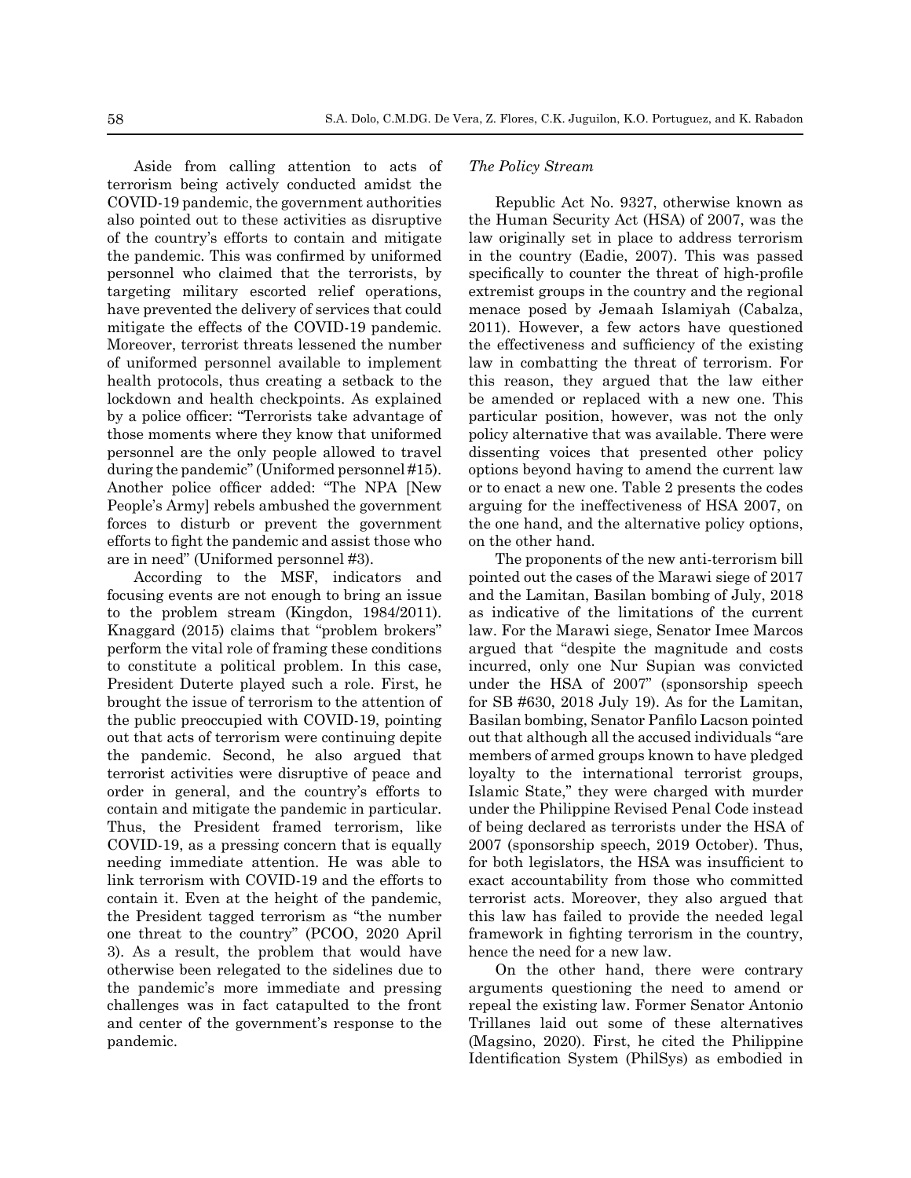Aside from calling attention to acts of terrorism being actively conducted amidst the COVID-19 pandemic, the government authorities also pointed out to these activities as disruptive of the country's efforts to contain and mitigate the pandemic. This was confirmed by uniformed personnel who claimed that the terrorists, by targeting military escorted relief operations, have prevented the delivery of services that could mitigate the effects of the COVID-19 pandemic. Moreover, terrorist threats lessened the number of uniformed personnel available to implement health protocols, thus creating a setback to the lockdown and health checkpoints. As explained by a police officer: "Terrorists take advantage of those moments where they know that uniformed personnel are the only people allowed to travel during the pandemic" (Uniformed personnel #15). Another police officer added: "The NPA [New People's Army] rebels ambushed the government forces to disturb or prevent the government efforts to fight the pandemic and assist those who are in need" (Uniformed personnel #3).

According to the MSF, indicators and focusing events are not enough to bring an issue to the problem stream (Kingdon, 1984/2011). Knaggard (2015) claims that "problem brokers" perform the vital role of framing these conditions to constitute a political problem. In this case, President Duterte played such a role. First, he brought the issue of terrorism to the attention of the public preoccupied with COVID-19, pointing out that acts of terrorism were continuing depite the pandemic. Second, he also argued that terrorist activities were disruptive of peace and order in general, and the country's efforts to contain and mitigate the pandemic in particular. Thus, the President framed terrorism, like COVID-19, as a pressing concern that is equally needing immediate attention. He was able to link terrorism with COVID-19 and the efforts to contain it. Even at the height of the pandemic, the President tagged terrorism as "the number one threat to the country" (PCOO, 2020 April 3). As a result, the problem that would have otherwise been relegated to the sidelines due to the pandemic's more immediate and pressing challenges was in fact catapulted to the front and center of the government's response to the pandemic.

### *The Policy Stream*

Republic Act No. 9327, otherwise known as the Human Security Act (HSA) of 2007, was the law originally set in place to address terrorism in the country (Eadie, 2007). This was passed specifically to counter the threat of high-profile extremist groups in the country and the regional menace posed by Jemaah Islamiyah (Cabalza, 2011). However, a few actors have questioned the effectiveness and sufficiency of the existing law in combatting the threat of terrorism. For this reason, they argued that the law either be amended or replaced with a new one. This particular position, however, was not the only policy alternative that was available. There were dissenting voices that presented other policy options beyond having to amend the current law or to enact a new one. Table 2 presents the codes arguing for the ineffectiveness of HSA 2007, on the one hand, and the alternative policy options, on the other hand.

The proponents of the new anti-terrorism bill pointed out the cases of the Marawi siege of 2017 and the Lamitan, Basilan bombing of July, 2018 as indicative of the limitations of the current law. For the Marawi siege, Senator Imee Marcos argued that "despite the magnitude and costs incurred, only one Nur Supian was convicted under the HSA of 2007" (sponsorship speech for SB #630, 2018 July 19). As for the Lamitan, Basilan bombing, Senator Panfilo Lacson pointed out that although all the accused individuals "are members of armed groups known to have pledged loyalty to the international terrorist groups, Islamic State," they were charged with murder under the Philippine Revised Penal Code instead of being declared as terrorists under the HSA of 2007 (sponsorship speech, 2019 October). Thus, for both legislators, the HSA was insufficient to exact accountability from those who committed terrorist acts. Moreover, they also argued that this law has failed to provide the needed legal framework in fighting terrorism in the country, hence the need for a new law.

On the other hand, there were contrary arguments questioning the need to amend or repeal the existing law. Former Senator Antonio Trillanes laid out some of these alternatives (Magsino, 2020). First, he cited the Philippine Identification System (PhilSys) as embodied in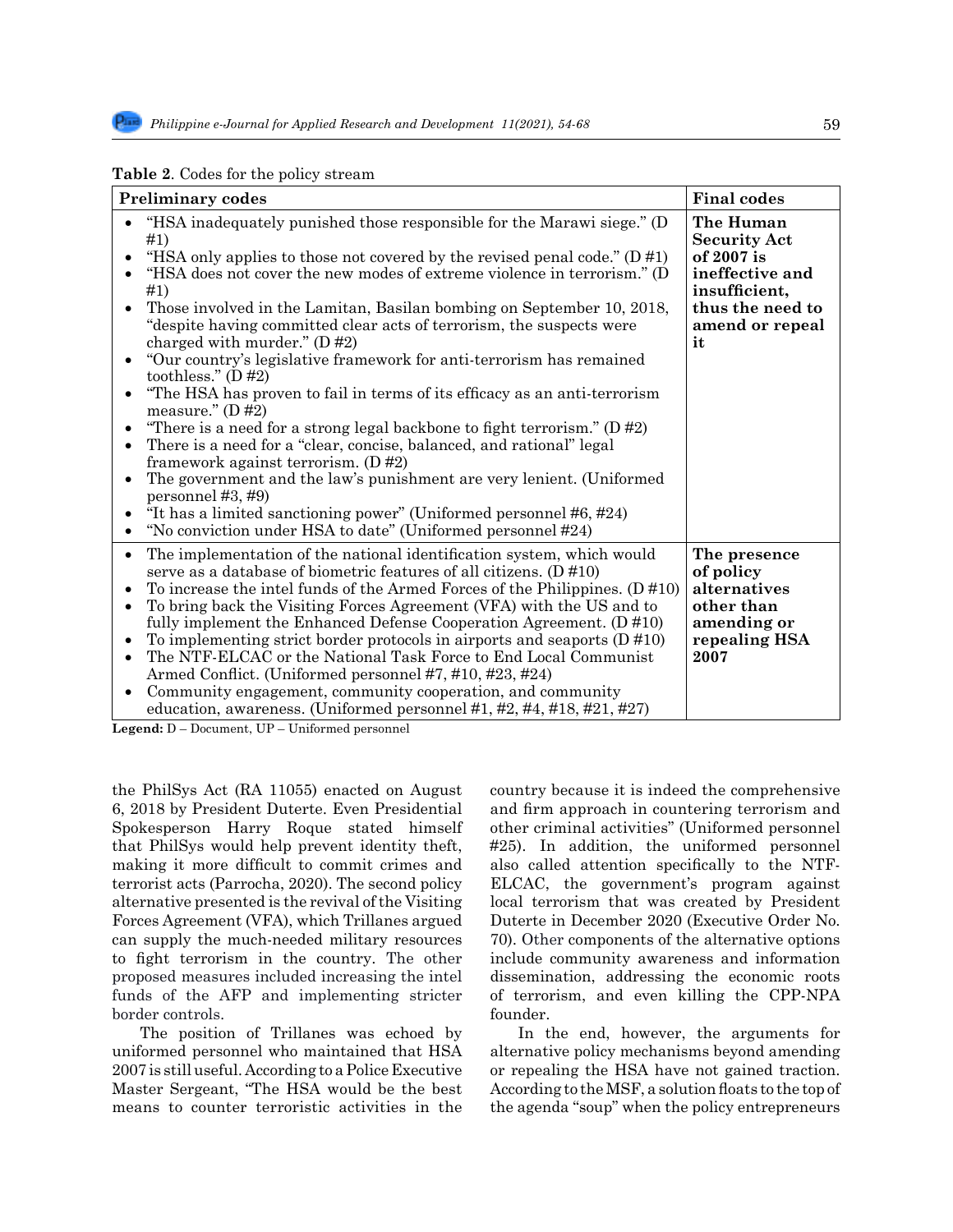**Table 2**. Codes for the policy stream

| Preliminary codes | Final codes |
|---|---|
| • "HSA inadequately punished those responsible for the Marawi siege." (D #1)<br>• "HSA only applies to those not covered by the revised penal code." (D #1)<br>• "HSA does not cover the new modes of extreme violence in terrorism." (D #1)<br>• Those involved in the Lamitan, Basilan bombing on September 10, 2018, "despite having committed clear acts of terrorism, the suspects were charged with murder." (D #2)<br>• "Our country's legislative framework for anti-terrorism has remained toothless." (D #2)<br>• "The HSA has proven to fail in terms of its efficacy as an anti-terrorism measure." (D #2)<br>• "There is a need for a strong legal backbone to fight terrorism." (D #2)<br>• There is a need for a "clear, concise, balanced, and rational" legal framework against terrorism. (D #2)<br>• The government and the law's punishment are very lenient. (Uniformed personnel #3, #9)<br>• "It has a limited sanctioning power" (Uniformed personnel #6, #24)<br>• "No conviction under HSA to date" (Uniformed personnel #24) | **The Human Security Act of 2007 is ineffective and insufficient, thus the need to amend or repeal it** |
| • The implementation of the national identification system, which would serve as a database of biometric features of all citizens. (D #10)<br>• To increase the intel funds of the Armed Forces of the Philippines. (D #10)<br>• To bring back the Visiting Forces Agreement (VFA) with the US and to fully implement the Enhanced Defense Cooperation Agreement. (D #10)<br>• To implementing strict border protocols in airports and seaports (D #10)<br>• The NTF-ELCAC or the National Task Force to End Local Communist Armed Conflict. (Uniformed personnel #7, #10, #23, #24)<br>• Community engagement, community cooperation, and community education, awareness. (Uniformed personnel #1, #2, #4, #18, #21, #27) | **The presence of policy alternatives other than amending or repealing HSA 2007** |

**Legend:** D – Document, UP – Uniformed personnel

the PhilSys Act (RA 11055) enacted on August 6, 2018 by President Duterte. Even Presidential Spokesperson Harry Roque stated himself that PhilSys would help prevent identity theft, making it more difficult to commit crimes and terrorist acts (Parrocha, 2020). The second policy alternative presented is the revival of the Visiting Forces Agreement (VFA), which Trillanes argued can supply the much-needed military resources to fight terrorism in the country. The other proposed measures included increasing the intel funds of the AFP and implementing stricter border controls.

The position of Trillanes was echoed by uniformed personnel who maintained that HSA 2007 is still useful. According to a Police Executive Master Sergeant, "The HSA would be the best means to counter terroristic activities in the country because it is indeed the comprehensive and firm approach in countering terrorism and other criminal activities" (Uniformed personnel #25). In addition, the uniformed personnel also called attention specifically to the NTF-ELCAC, the government's program against local terrorism that was created by President Duterte in December 2020 (Executive Order No. 70). Other components of the alternative options include community awareness and information dissemination, addressing the economic roots of terrorism, and even killing the CPP-NPA founder.

In the end, however, the arguments for alternative policy mechanisms beyond amending or repealing the HSA have not gained traction. According to the MSF, a solution floats to the top of the agenda "soup" when the policy entrepreneurs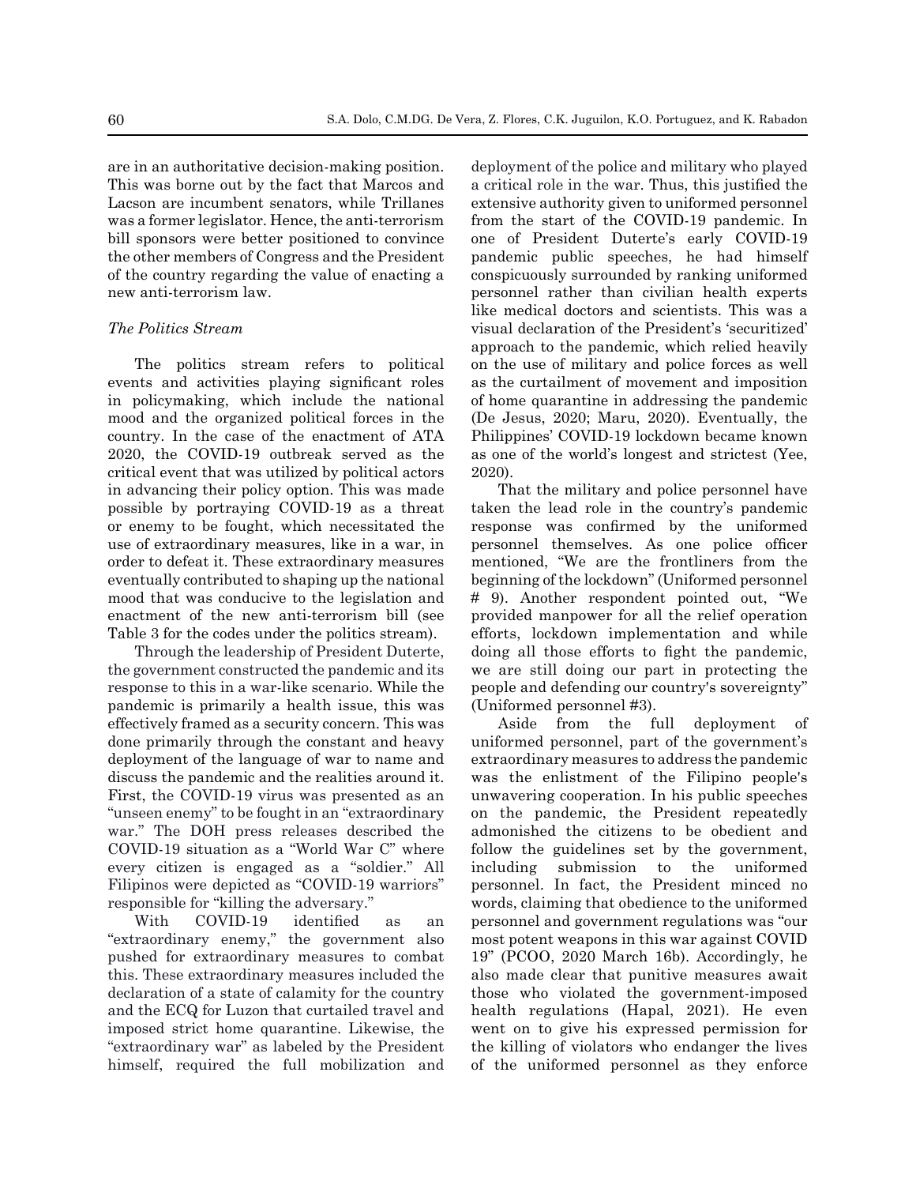are in an authoritative decision-making position. This was borne out by the fact that Marcos and Lacson are incumbent senators, while Trillanes was a former legislator. Hence, the anti-terrorism bill sponsors were better positioned to convince the other members of Congress and the President of the country regarding the value of enacting a new anti-terrorism law.

*The Politics Stream*

The politics stream refers to political events and activities playing significant roles in policymaking, which include the national mood and the organized political forces in the country. In the case of the enactment of ATA 2020, the COVID-19 outbreak served as the critical event that was utilized by political actors in advancing their policy option. This was made possible by portraying COVID-19 as a threat or enemy to be fought, which necessitated the use of extraordinary measures, like in a war, in order to defeat it. These extraordinary measures eventually contributed to shaping up the national mood that was conducive to the legislation and enactment of the new anti-terrorism bill (see Table 3 for the codes under the politics stream).

Through the leadership of President Duterte, the government constructed the pandemic and its response to this in a war-like scenario. While the pandemic is primarily a health issue, this was effectively framed as a security concern. This was done primarily through the constant and heavy deployment of the language of war to name and discuss the pandemic and the realities around it. First, the COVID-19 virus was presented as an "unseen enemy" to be fought in an "extraordinary war." The DOH press releases described the COVID-19 situation as a "World War C" where every citizen is engaged as a "soldier." All Filipinos were depicted as "COVID-19 warriors" responsible for "killing the adversary."

With COVID-19 identified as an "extraordinary enemy," the government also pushed for extraordinary measures to combat this. These extraordinary measures included the declaration of a state of calamity for the country and the ECQ for Luzon that curtailed travel and imposed strict home quarantine. Likewise, the "extraordinary war" as labeled by the President himself, required the full mobilization and deployment of the police and military who played a critical role in the war. Thus, this justified the extensive authority given to uniformed personnel from the start of the COVID-19 pandemic. In one of President Duterte's early COVID-19 pandemic public speeches, he had himself conspicuously surrounded by ranking uniformed personnel rather than civilian health experts like medical doctors and scientists. This was a visual declaration of the President's 'securitized' approach to the pandemic, which relied heavily on the use of military and police forces as well as the curtailment of movement and imposition of home quarantine in addressing the pandemic (De Jesus, 2020; Maru, 2020). Eventually, the Philippines' COVID-19 lockdown became known as one of the world's longest and strictest (Yee, 2020).

That the military and police personnel have taken the lead role in the country's pandemic response was confirmed by the uniformed personnel themselves. As one police officer mentioned, "We are the frontliners from the beginning of the lockdown" (Uniformed personnel # 9). Another respondent pointed out, "We provided manpower for all the relief operation efforts, lockdown implementation and while doing all those efforts to fight the pandemic, we are still doing our part in protecting the people and defending our country's sovereignty" (Uniformed personnel #3).

Aside from the full deployment of uniformed personnel, part of the government's extraordinary measures to address the pandemic was the enlistment of the Filipino people's unwavering cooperation. In his public speeches on the pandemic, the President repeatedly admonished the citizens to be obedient and follow the guidelines set by the government, including submission to the uniformed personnel. In fact, the President minced no words, claiming that obedience to the uniformed personnel and government regulations was "our most potent weapons in this war against COVID 19" (PCOO, 2020 March 16b). Accordingly, he also made clear that punitive measures await those who violated the government-imposed health regulations (Hapal, 2021). He even went on to give his expressed permission for the killing of violators who endanger the lives of the uniformed personnel as they enforce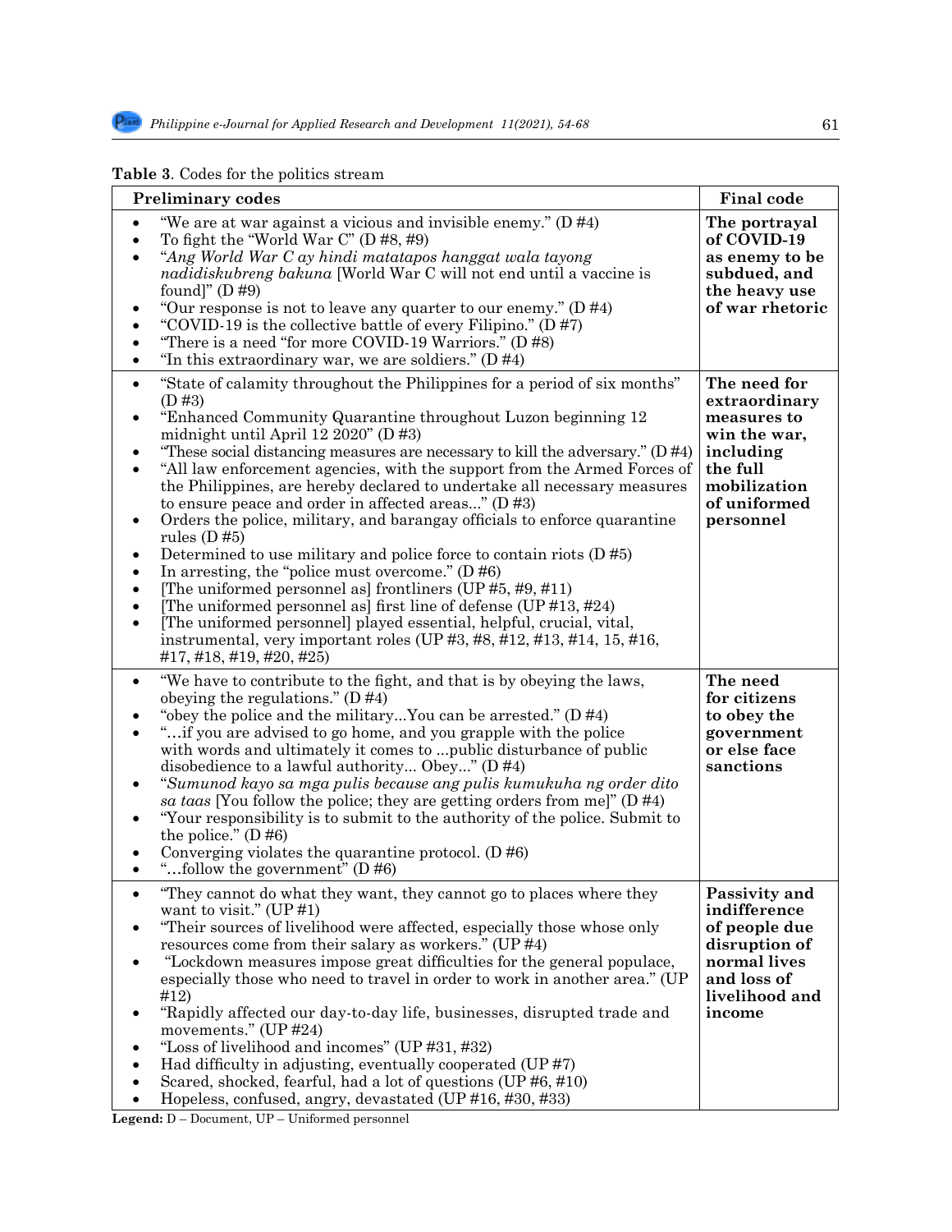**Table 3**. Codes for the politics stream

| Preliminary codes | Final code |
|---|---|
| • "We are at war against a vicious and invisible enemy." (D #4)<br>• To fight the "World War C" (D #8, #9)<br>• "*Ang World War C ay hindi matatapos hanggat wala tayong nadidiskubreng bakuna* [World War C will not end until a vaccine is found]" (D #9)<br>• "Our response is not to leave any quarter to our enemy." (D #4)<br>• "COVID-19 is the collective battle of every Filipino." (D #7)<br>• "There is a need "for more COVID-19 Warriors." (D #8)<br>• "In this extraordinary war, we are soldiers." (D #4) | **The portrayal of COVID-19 as enemy to be subdued, and the heavy use of war rhetoric** |
| • "State of calamity throughout the Philippines for a period of six months" (D #3)<br>• "Enhanced Community Quarantine throughout Luzon beginning 12 midnight until April 12 2020" (D #3)<br>• "These social distancing measures are necessary to kill the adversary." (D #4)<br>• "All law enforcement agencies, with the support from the Armed Forces of the Philippines, are hereby declared to undertake all necessary measures to ensure peace and order in affected areas..." (D #3)<br>• Orders the police, military, and barangay officials to enforce quarantine rules (D #5)<br>• Determined to use military and police force to contain riots (D #5)<br>• In arresting, the "police must overcome." (D #6)<br>• [The uniformed personnel as] frontliners (UP #5, #9, #11)<br>• [The uniformed personnel as] first line of defense (UP #13, #24)<br>• [The uniformed personnel] played essential, helpful, crucial, vital, instrumental, very important roles (UP #3, #8, #12, #13, #14, 15, #16, #17, #18, #19, #20, #25) | **The need for extraordinary measures to win the war, including the full mobilization of uniformed personnel** |
| • "We have to contribute to the fight, and that is by obeying the laws, obeying the regulations." (D #4)<br>• "obey the police and the military...You can be arrested." (D #4)<br>• "…if you are advised to go home, and you grapple with the police with words and ultimately it comes to ...public disturbance of public disobedience to a lawful authority... Obey..." (D #4)<br>• "*Sumunod kayo sa mga pulis because ang pulis kumukuha ng order dito sa taas* [You follow the police; they are getting orders from me]" (D #4)<br>• "Your responsibility is to submit to the authority of the police. Submit to the police." (D #6)<br>• Converging violates the quarantine protocol. (D #6)<br>• "…follow the government" (D #6) | **The need for citizens to obey the government or else face sanctions** |
| • "They cannot do what they want, they cannot go to places where they want to visit." (UP #1)<br>• "Their sources of livelihood were affected, especially those whose only resources come from their salary as workers." (UP #4)<br>• "Lockdown measures impose great difficulties for the general populace, especially those who need to travel in order to work in another area." (UP #12)<br>• "Rapidly affected our day-to-day life, businesses, disrupted trade and movements." (UP #24)<br>• "Loss of livelihood and incomes" (UP #31, #32)<br>• Had difficulty in adjusting, eventually cooperated (UP #7)<br>• Scared, shocked, fearful, had a lot of questions (UP #6, #10)<br>• Hopeless, confused, angry, devastated (UP #16, #30, #33) | **Passivity and indifference of people due disruption of normal lives and loss of livelihood and income** |

**Legend:** D – Document, UP – Uniformed personnel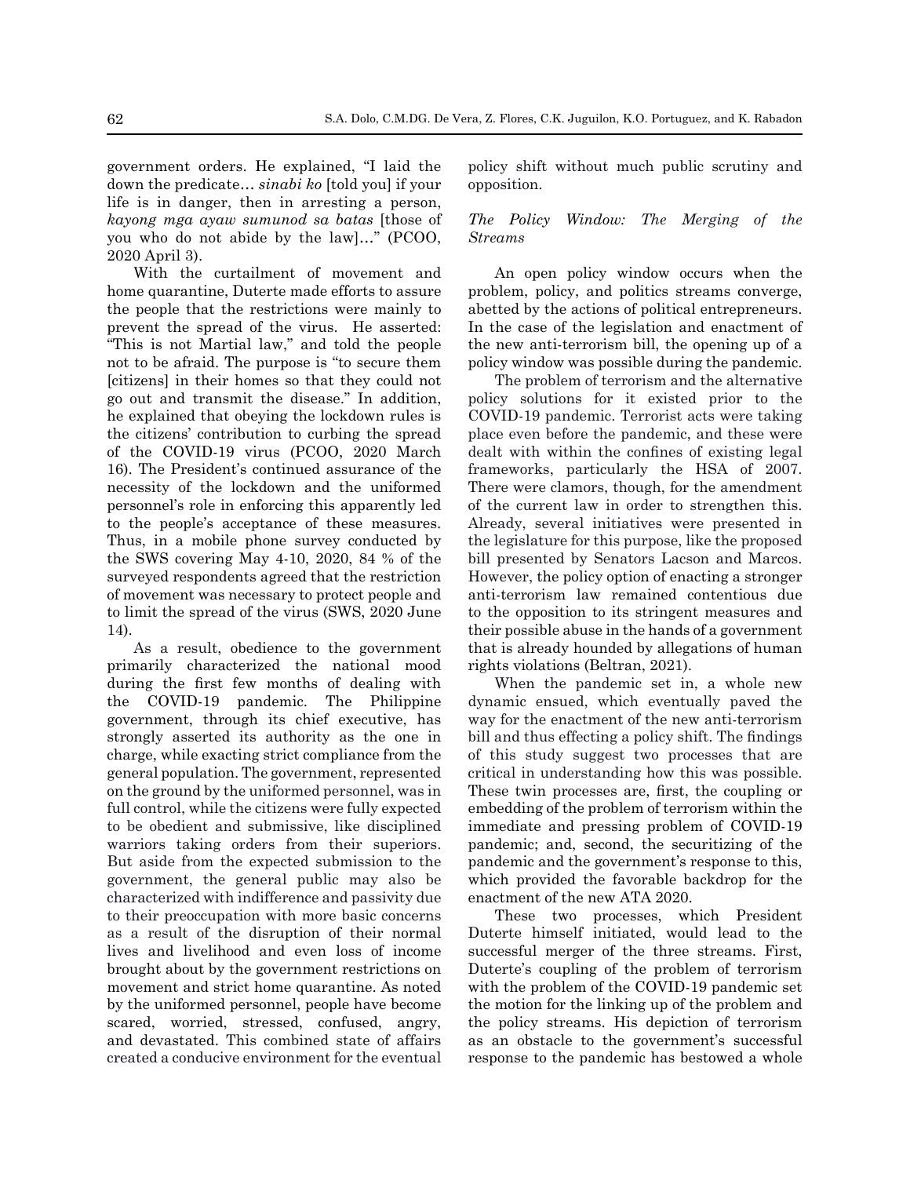government orders. He explained, "I laid the down the predicate… *sinabi ko* [told you] if your life is in danger, then in arresting a person, *kayong mga ayaw sumunod sa batas* [those of you who do not abide by the law]…" (PCOO, 2020 April 3).

With the curtailment of movement and home quarantine, Duterte made efforts to assure the people that the restrictions were mainly to prevent the spread of the virus. He asserted: "This is not Martial law," and told the people not to be afraid. The purpose is "to secure them [citizens] in their homes so that they could not go out and transmit the disease." In addition, he explained that obeying the lockdown rules is the citizens' contribution to curbing the spread of the COVID-19 virus (PCOO, 2020 March 16). The President's continued assurance of the necessity of the lockdown and the uniformed personnel's role in enforcing this apparently led to the people's acceptance of these measures. Thus, in a mobile phone survey conducted by the SWS covering May 4-10, 2020, 84 % of the surveyed respondents agreed that the restriction of movement was necessary to protect people and to limit the spread of the virus (SWS, 2020 June 14).

As a result, obedience to the government primarily characterized the national mood during the first few months of dealing with the COVID-19 pandemic. The Philippine government, through its chief executive, has strongly asserted its authority as the one in charge, while exacting strict compliance from the general population. The government, represented on the ground by the uniformed personnel, was in full control, while the citizens were fully expected to be obedient and submissive, like disciplined warriors taking orders from their superiors. But aside from the expected submission to the government, the general public may also be characterized with indifference and passivity due to their preoccupation with more basic concerns as a result of the disruption of their normal lives and livelihood and even loss of income brought about by the government restrictions on movement and strict home quarantine. As noted by the uniformed personnel, people have become scared, worried, stressed, confused, angry, and devastated. This combined state of affairs created a conducive environment for the eventual policy shift without much public scrutiny and opposition.

*The Policy Window: The Merging of the Streams*

An open policy window occurs when the problem, policy, and politics streams converge, abetted by the actions of political entrepreneurs. In the case of the legislation and enactment of the new anti-terrorism bill, the opening up of a policy window was possible during the pandemic.

The problem of terrorism and the alternative policy solutions for it existed prior to the COVID-19 pandemic. Terrorist acts were taking place even before the pandemic, and these were dealt with within the confines of existing legal frameworks, particularly the HSA of 2007. There were clamors, though, for the amendment of the current law in order to strengthen this. Already, several initiatives were presented in the legislature for this purpose, like the proposed bill presented by Senators Lacson and Marcos. However, the policy option of enacting a stronger anti-terrorism law remained contentious due to the opposition to its stringent measures and their possible abuse in the hands of a government that is already hounded by allegations of human rights violations (Beltran, 2021).

When the pandemic set in, a whole new dynamic ensued, which eventually paved the way for the enactment of the new anti-terrorism bill and thus effecting a policy shift. The findings of this study suggest two processes that are critical in understanding how this was possible. These twin processes are, first, the coupling or embedding of the problem of terrorism within the immediate and pressing problem of COVID-19 pandemic; and, second, the securitizing of the pandemic and the government's response to this, which provided the favorable backdrop for the enactment of the new ATA 2020.

These two processes, which President Duterte himself initiated, would lead to the successful merger of the three streams. First, Duterte's coupling of the problem of terrorism with the problem of the COVID-19 pandemic set the motion for the linking up of the problem and the policy streams. His depiction of terrorism as an obstacle to the government's successful response to the pandemic has bestowed a whole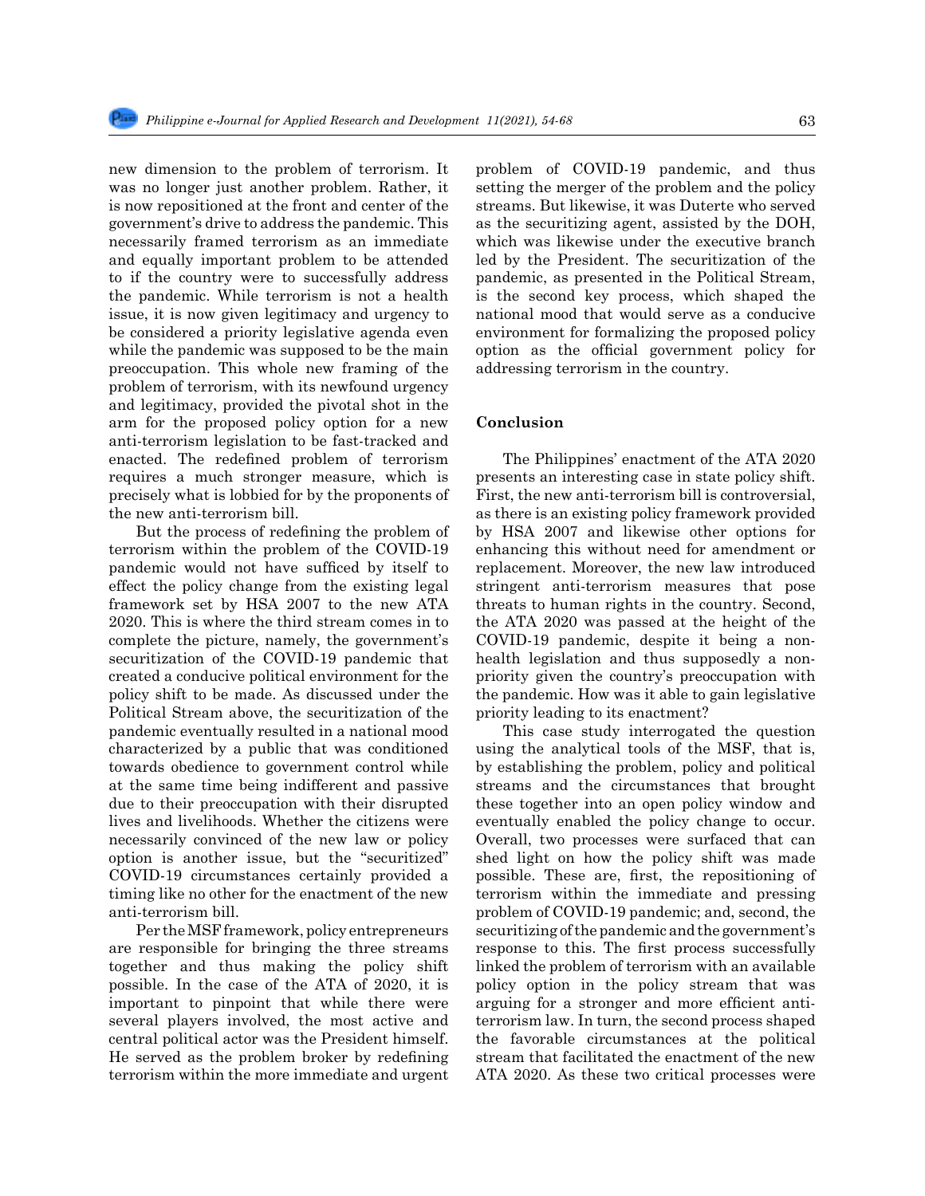new dimension to the problem of terrorism. It was no longer just another problem. Rather, it is now repositioned at the front and center of the government's drive to address the pandemic. This necessarily framed terrorism as an immediate and equally important problem to be attended to if the country were to successfully address the pandemic. While terrorism is not a health issue, it is now given legitimacy and urgency to be considered a priority legislative agenda even while the pandemic was supposed to be the main preoccupation. This whole new framing of the problem of terrorism, with its newfound urgency and legitimacy, provided the pivotal shot in the arm for the proposed policy option for a new anti-terrorism legislation to be fast-tracked and enacted. The redefined problem of terrorism requires a much stronger measure, which is precisely what is lobbied for by the proponents of the new anti-terrorism bill.

But the process of redefining the problem of terrorism within the problem of the COVID-19 pandemic would not have sufficed by itself to effect the policy change from the existing legal framework set by HSA 2007 to the new ATA 2020. This is where the third stream comes in to complete the picture, namely, the government's securitization of the COVID-19 pandemic that created a conducive political environment for the policy shift to be made. As discussed under the Political Stream above, the securitization of the pandemic eventually resulted in a national mood characterized by a public that was conditioned towards obedience to government control while at the same time being indifferent and passive due to their preoccupation with their disrupted lives and livelihoods. Whether the citizens were necessarily convinced of the new law or policy option is another issue, but the "securitized" COVID-19 circumstances certainly provided a timing like no other for the enactment of the new anti-terrorism bill.

Per the MSF framework, policy entrepreneurs are responsible for bringing the three streams together and thus making the policy shift possible. In the case of the ATA of 2020, it is important to pinpoint that while there were several players involved, the most active and central political actor was the President himself. He served as the problem broker by redefining terrorism within the more immediate and urgent problem of COVID-19 pandemic, and thus setting the merger of the problem and the policy streams. But likewise, it was Duterte who served as the securitizing agent, assisted by the DOH, which was likewise under the executive branch led by the President. The securitization of the pandemic, as presented in the Political Stream, is the second key process, which shaped the national mood that would serve as a conducive environment for formalizing the proposed policy option as the official government policy for addressing terrorism in the country.

## Conclusion

The Philippines' enactment of the ATA 2020 presents an interesting case in state policy shift. First, the new anti-terrorism bill is controversial, as there is an existing policy framework provided by HSA 2007 and likewise other options for enhancing this without need for amendment or replacement. Moreover, the new law introduced stringent anti-terrorism measures that pose threats to human rights in the country. Second, the ATA 2020 was passed at the height of the COVID-19 pandemic, despite it being a non-health legislation and thus supposedly a non-priority given the country's preoccupation with the pandemic. How was it able to gain legislative priority leading to its enactment?

This case study interrogated the question using the analytical tools of the MSF, that is, by establishing the problem, policy and political streams and the circumstances that brought these together into an open policy window and eventually enabled the policy change to occur. Overall, two processes were surfaced that can shed light on how the policy shift was made possible. These are, first, the repositioning of terrorism within the immediate and pressing problem of COVID-19 pandemic; and, second, the securitizing of the pandemic and the government's response to this. The first process successfully linked the problem of terrorism with an available policy option in the policy stream that was arguing for a stronger and more efficient anti-terrorism law. In turn, the second process shaped the favorable circumstances at the political stream that facilitated the enactment of the new ATA 2020. As these two critical processes were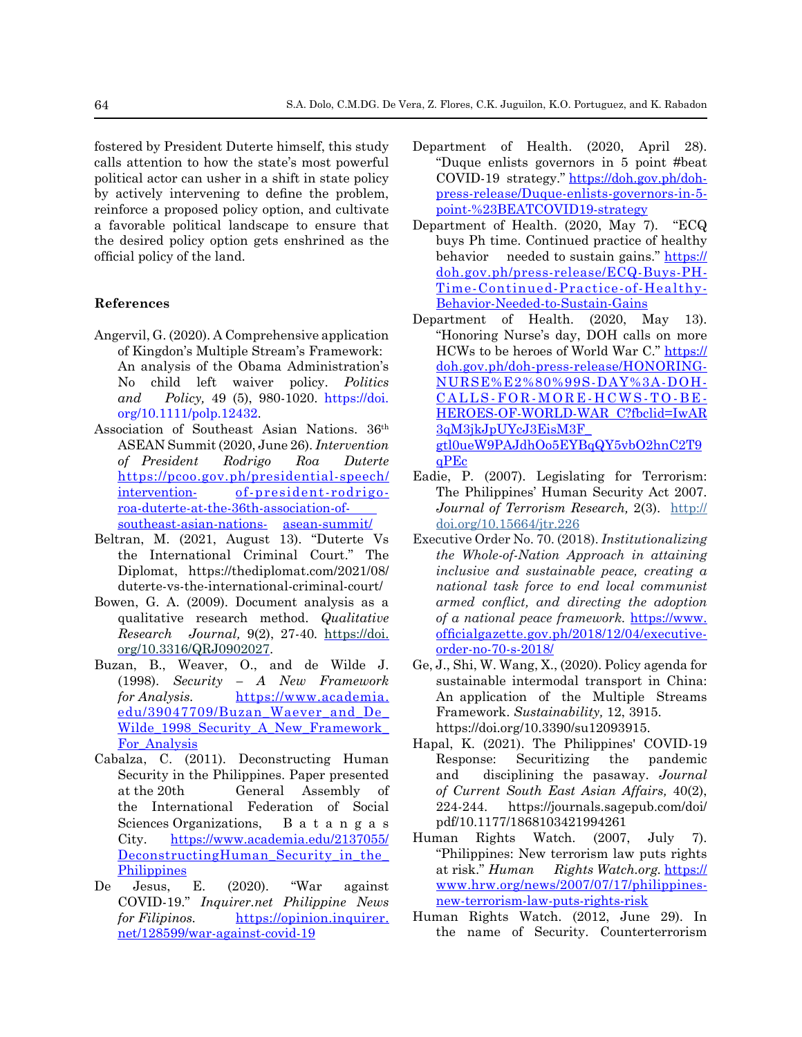fostered by President Duterte himself, this study calls attention to how the state's most powerful political actor can usher in a shift in state policy by actively intervening to define the problem, reinforce a proposed policy option, and cultivate a favorable political landscape to ensure that the desired policy option gets enshrined as the official policy of the land.

**References**

Angervil, G. (2020). A Comprehensive application of Kingdon's Multiple Stream's Framework: An analysis of the Obama Administration's No child left waiver policy. *Politics and Policy,* 49 (5), 980-1020. https://doi.org/10.1111/polp.12432.

Association of Southeast Asian Nations. 36th ASEAN Summit (2020, June 26). *Intervention of President Rodrigo Roa Duterte* https://pcoo.gov.ph/presidential-speech/intervention-of-president-rodrigo-roa-duterte-at-the-36th-association-of-southeast-asian-nations-asean-summit/

Beltran, M. (2021, August 13). "Duterte Vs the International Criminal Court." The Diplomat, https://thediplomat.com/2021/08/duterte-vs-the-international-criminal-court/

Bowen, G. A. (2009). Document analysis as a qualitative research method. *Qualitative Research Journal,* 9(2), 27-40. https://doi.org/10.3316/QRJ0902027.

Buzan, B., Weaver, O., and de Wilde J. (1998). *Security – A New Framework for Analysis.* https://www.academia.edu/39047709/Buzan_Waever_and_De_Wilde_1998_Security_A_New_Framework_For_Analysis

Cabalza, C. (2011). Deconstructing Human Security in the Philippines. Paper presented at the 20th General Assembly of the International Federation of Social Sciences Organizations, Batangas City. https://www.academia.edu/2137055/DeconstructingHuman_Security_in_the_Philippines

De Jesus, E. (2020). "War against COVID-19." *Inquirer.net Philippine News for Filipinos.* https://opinion.inquirer.net/128599/war-against-covid-19

Department of Health. (2020, April 28). "Duque enlists governors in 5 point #beat COVID-19 strategy." https://doh.gov.ph/doh-press-release/Duque-enlists-governors-in-5-point-%23BEATCOVID19-strategy

Department of Health. (2020, May 7). "ECQ buys Ph time. Continued practice of healthy behavior needed to sustain gains." https://doh.gov.ph/press-release/ECQ-Buys-PH-Time-Continued-Practice-of-Healthy-Behavior-Needed-to-Sustain-Gains

Department of Health. (2020, May 13). "Honoring Nurse's day, DOH calls on more HCWs to be heroes of World War C." https://doh.gov.ph/doh-press-release/HONORING-NURSE%E2%80%99S-DAY%3A-DOH-CALLS-FOR-MORE-HCWS-TO-BE-HEROES-OF-WORLD-WAR_C?fbclid=IwAR3qM3jkJpUYcJ3EisM3F_gtl0ueW9PAJdhOo5EYBqQY5vbO2hnC2T9qPEc

Eadie, P. (2007). Legislating for Terrorism: The Philippines' Human Security Act 2007. *Journal of Terrorism Research,* 2(3). http://doi.org/10.15664/jtr.226

Executive Order No. 70. (2018). *Institutionalizing the Whole-of-Nation Approach in attaining inclusive and sustainable peace, creating a national task force to end local communist armed conflict, and directing the adoption of a national peace framework.* https://www.officialgazette.gov.ph/2018/12/04/executive-order-no-70-s-2018/

Ge, J., Shi, W. Wang, X., (2020). Policy agenda for sustainable intermodal transport in China: An application of the Multiple Streams Framework. *Sustainability,* 12, 3915. https://doi.org/10.3390/su12093915.

Hapal, K. (2021). The Philippines' COVID-19 Response: Securitizing the pandemic and disciplining the pasaway. *Journal of Current South East Asian Affairs,* 40(2), 224-244. https://journals.sagepub.com/doi/pdf/10.1177/1868103421994261

Human Rights Watch. (2007, July 7). "Philippines: New terrorism law puts rights at risk." *Human Rights Watch.org.* https://www.hrw.org/news/2007/07/17/philippines-new-terrorism-law-puts-rights-risk

Human Rights Watch. (2012, June 29). In the name of Security. Counterterrorism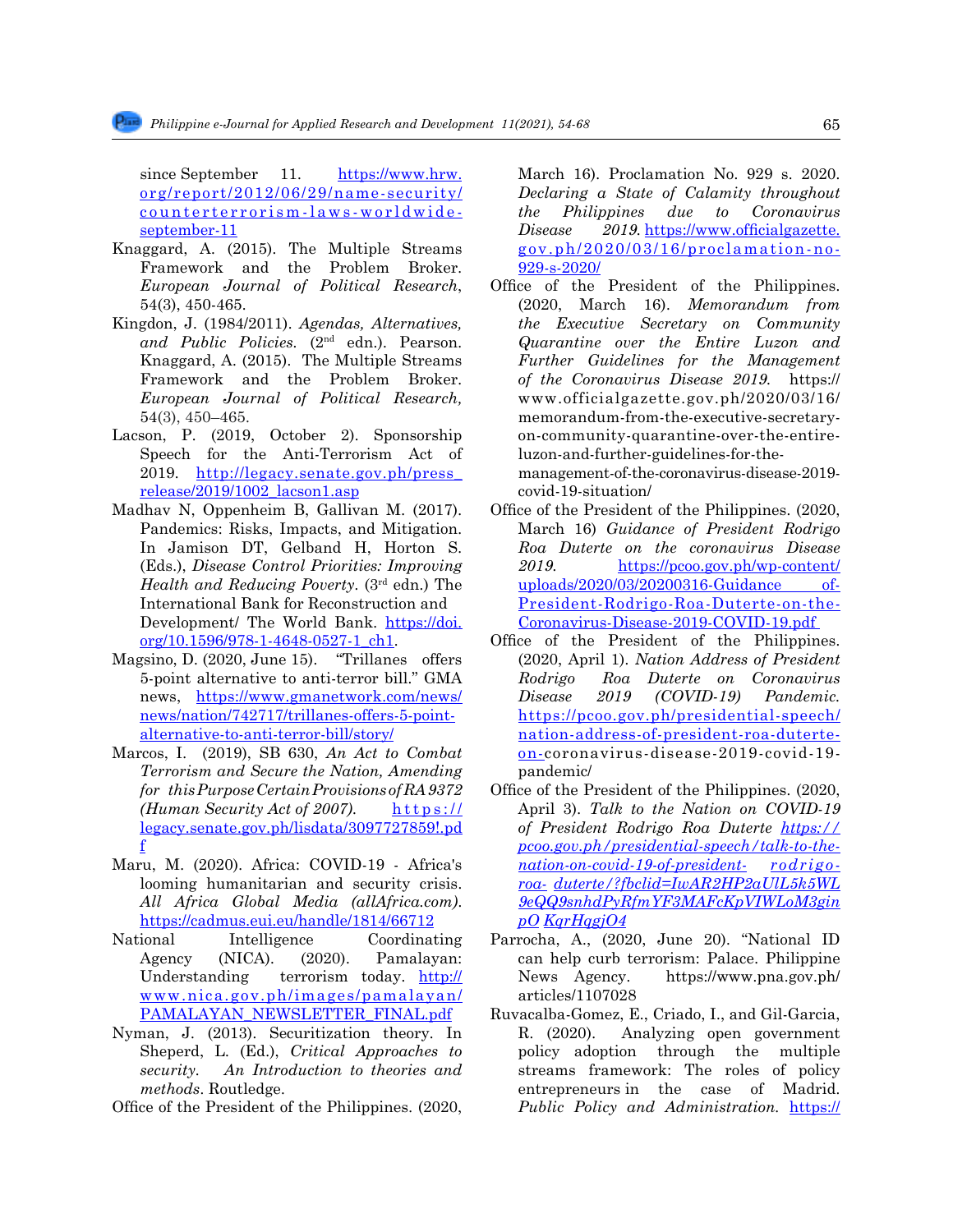since September 11. https://www.hrw.org/report/2012/06/29/name-security/counterterrorism-laws-worldwide-september-11

Knaggard, A. (2015). The Multiple Streams Framework and the Problem Broker. *European Journal of Political Research*, 54(3), 450-465.

Kingdon, J. (1984/2011). *Agendas, Alternatives, and Public Policies.* (2nd edn.). Pearson. Knaggard, A. (2015). The Multiple Streams Framework and the Problem Broker. *European Journal of Political Research,* 54(3), 450–465.

Lacson, P. (2019, October 2). Sponsorship Speech for the Anti-Terrorism Act of 2019. http://legacy.senate.gov.ph/press_release/2019/1002_lacson1.asp

Madhav N, Oppenheim B, Gallivan M. (2017). Pandemics: Risks, Impacts, and Mitigation. In Jamison DT, Gelband H, Horton S. (Eds.), *Disease Control Priorities: Improving Health and Reducing Poverty.* (3rd edn.) The International Bank for Reconstruction and Development/ The World Bank. https://doi.org/10.1596/978-1-4648-0527-1_ch1.

Magsino, D. (2020, June 15). "Trillanes offers 5-point alternative to anti-terror bill." GMA news, https://www.gmanetwork.com/news/news/nation/742717/trillanes-offers-5-point-alternative-to-anti-terror-bill/story/

Marcos, I. (2019), SB 630, *An Act to Combat Terrorism and Secure the Nation, Amending for this Purpose Certain Provisions of RA 9372 (Human Security Act of 2007).* https://legacy.senate.gov.ph/lisdata/3097727859!.pdf

Maru, M. (2020). Africa: COVID-19 - Africa's looming humanitarian and security crisis. *All Africa Global Media (allAfrica.com).* https://cadmus.eui.eu/handle/1814/66712

National Intelligence Coordinating Agency (NICA). (2020). Pamalayan: Understanding terrorism today. http://www.nica.gov.ph/images/pamalayan/PAMALAYAN_NEWSLETTER_FINAL.pdf

Nyman, J. (2013). Securitization theory. In Sheperd, L. (Ed.), *Critical Approaches to security. An Introduction to theories and methods*. Routledge.

Office of the President of the Philippines. (2020, March 16). Proclamation No. 929 s. 2020. *Declaring a State of Calamity throughout the Philippines due to Coronavirus Disease 2019.* https://www.officialgazette.gov.ph/2020/03/16/proclamation-no-929-s-2020/

Office of the President of the Philippines. (2020, March 16). *Memorandum from the Executive Secretary on Community Quarantine over the Entire Luzon and Further Guidelines for the Management of the Coronavirus Disease 2019.* https://www.officialgazette.gov.ph/2020/03/16/memorandum-from-the-executive-secretary-on-community-quarantine-over-the-entire-luzon-and-further-guidelines-for-the-management-of-the-coronavirus-disease-2019-covid-19-situation/

Office of the President of the Philippines. (2020, March 16) *Guidance of President Rodrigo Roa Duterte on the coronavirus Disease 2019.* https://pcoo.gov.ph/wp-content/uploads/2020/03/20200316-Guidance-of-President-Rodrigo-Roa-Duterte-on-the-Coronavirus-Disease-2019-COVID-19.pdf

Office of the President of the Philippines. (2020, April 1). *Nation Address of President Rodrigo Roa Duterte on Coronavirus Disease 2019 (COVID-19) Pandemic.* https://pcoo.gov.ph/presidential-speech/nation-address-of-president-roa-duterte-on-coronavirus-disease-2019-covid-19-pandemic/

Office of the President of the Philippines. (2020, April 3). *Talk to the Nation on COVID-19 of President Rodrigo Roa Duterte* *https://pcoo.gov.ph/presidential-speech/talk-to-the-nation-on-covid-19-of-president-rodrigo-roa-duterte/?fbclid=IwAR2HP2aUlL5k5WL9eQQ9snhdPyRfmYF3MAFcKpVIWLoM3ginpO KqrHggjO4*

Parrocha, A., (2020, June 20). "National ID can help curb terrorism: Palace. Philippine News Agency. https://www.pna.gov.ph/articles/1107028

Ruvacalba-Gomez, E., Criado, I., and Gil-Garcia, R. (2020). Analyzing open government policy adoption through the multiple streams framework: The roles of policy entrepreneurs in the case of Madrid. *Public Policy and Administration.* https://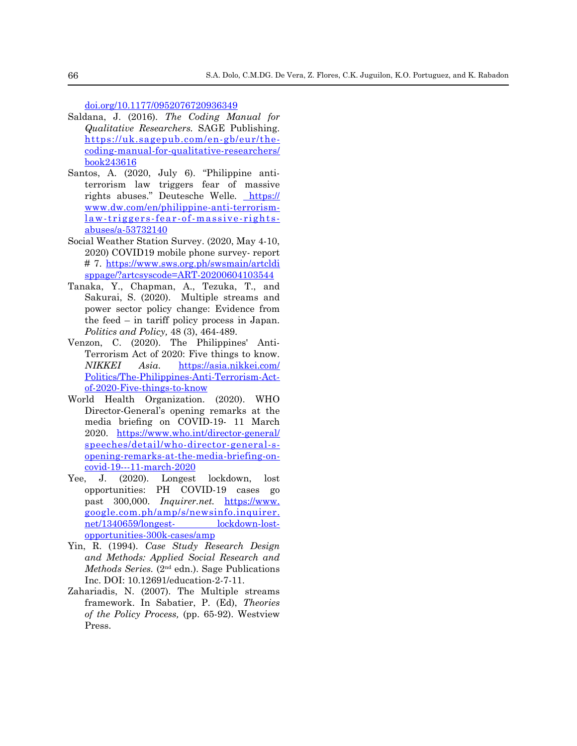doi.org/10.1177/0952076720936349

Saldana, J. (2016). *The Coding Manual for Qualitative Researchers.* SAGE Publishing. https://uk.sagepub.com/en-gb/eur/the-coding-manual-for-qualitative-researchers/book243616

Santos, A. (2020, July 6). "Philippine anti-terrorism law triggers fear of massive rights abuses." Deutesche Welle. https://www.dw.com/en/philippine-anti-terrorism-law-triggers-fear-of-massive-rights-abuses/a-53732140

Social Weather Station Survey. (2020, May 4-10, 2020) COVID19 mobile phone survey- report # 7. https://www.sws.org.ph/swsmain/artcldisppage/?artcsyscode=ART-20200604103544

Tanaka, Y., Chapman, A., Tezuka, T., and Sakurai, S. (2020). Multiple streams and power sector policy change: Evidence from the feed – in tariff policy process in Japan. *Politics and Policy,* 48 (3), 464-489.

Venzon, C. (2020). The Philippines' Anti-Terrorism Act of 2020: Five things to know. *NIKKEI Asia.* https://asia.nikkei.com/Politics/The-Philippines-Anti-Terrorism-Act-of-2020-Five-things-to-know

World Health Organization. (2020). WHO Director-General's opening remarks at the media briefing on COVID-19- 11 March 2020. https://www.who.int/director-general/speeches/detail/who-director-general-s-opening-remarks-at-the-media-briefing-on-covid-19---11-march-2020

Yee, J. (2020). Longest lockdown, lost opportunities: PH COVID-19 cases go past 300,000. *Inquirer.net.* https://www.google.com.ph/amp/s/newsinfo.inquirer.net/1340659/longest- lockdown-lost-opportunities-300k-cases/amp

Yin, R. (1994). *Case Study Research Design and Methods: Applied Social Research and Methods Series.* (2nd edn.). Sage Publications Inc. DOI: 10.12691/education-2-7-11.

Zahariadis, N. (2007). The Multiple streams framework. In Sabatier, P. (Ed), *Theories of the Policy Process,* (pp. 65-92). Westview Press.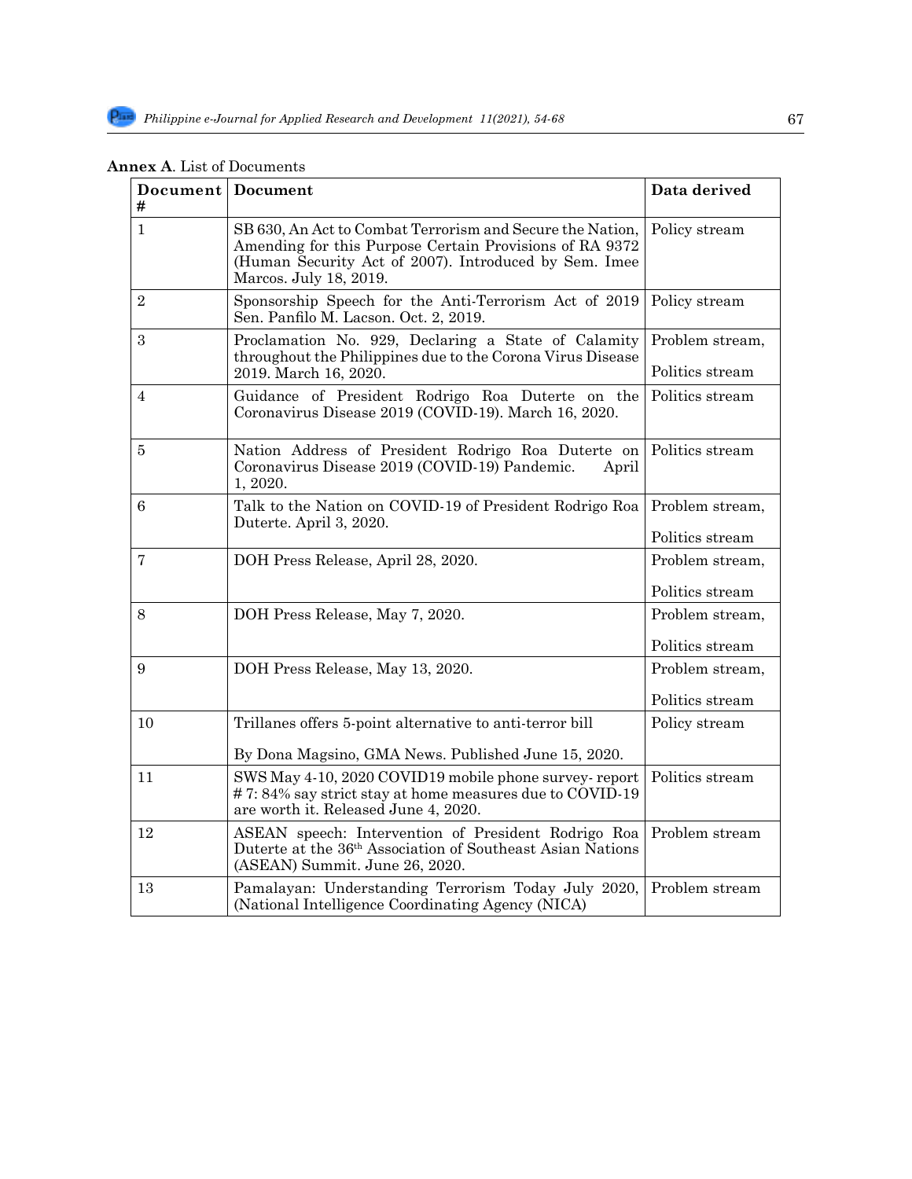**Annex A**. List of Documents

| Document # | Document | Data derived |
|---|---|---|
| 1 | SB 630, An Act to Combat Terrorism and Secure the Nation, Amending for this Purpose Certain Provisions of RA 9372 (Human Security Act of 2007). Introduced by Sem. Imee Marcos. July 18, 2019. | Policy stream |
| 2 | Sponsorship Speech for the Anti-Terrorism Act of 2019 Sen. Panfilo M. Lacson. Oct. 2, 2019. | Policy stream |
| 3 | Proclamation No. 929, Declaring a State of Calamity throughout the Philippines due to the Corona Virus Disease 2019. March 16, 2020. | Problem stream, Politics stream |
| 4 | Guidance of President Rodrigo Roa Duterte on the Coronavirus Disease 2019 (COVID-19). March 16, 2020. | Politics stream |
| 5 | Nation Address of President Rodrigo Roa Duterte on Coronavirus Disease 2019 (COVID-19) Pandemic. April 1, 2020. | Politics stream |
| 6 | Talk to the Nation on COVID-19 of President Rodrigo Roa Duterte. April 3, 2020. | Problem stream, Politics stream |
| 7 | DOH Press Release, April 28, 2020. | Problem stream, Politics stream |
| 8 | DOH Press Release, May 7, 2020. | Problem stream, Politics stream |
| 9 | DOH Press Release, May 13, 2020. | Problem stream, Politics stream |
| 10 | Trillanes offers 5-point alternative to anti-terror bill By Dona Magsino, GMA News. Published June 15, 2020. | Policy stream |
| 11 | SWS May 4-10, 2020 COVID19 mobile phone survey- report # 7: 84% say strict stay at home measures due to COVID-19 are worth it. Released June 4, 2020. | Politics stream |
| 12 | ASEAN speech: Intervention of President Rodrigo Roa Duterte at the 36th Association of Southeast Asian Nations (ASEAN) Summit. June 26, 2020. | Problem stream |
| 13 | Pamalayan: Understanding Terrorism Today July 2020, (National Intelligence Coordinating Agency (NICA) | Problem stream |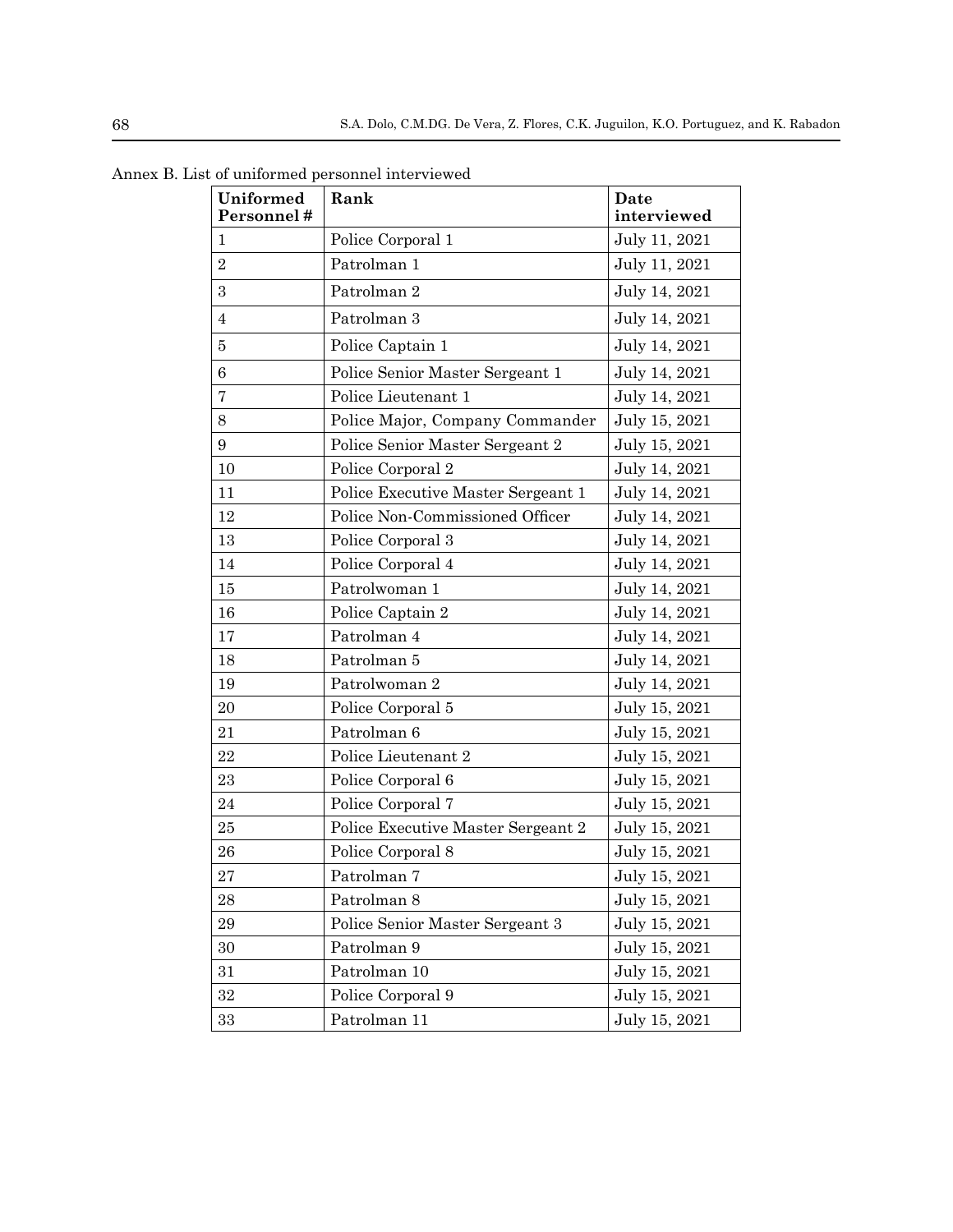Annex B. List of uniformed personnel interviewed

| Uniformed Personnel # | Rank | Date interviewed |
|---|---|---|
| 1 | Police Corporal 1 | July 11, 2021 |
| 2 | Patrolman 1 | July 11, 2021 |
| 3 | Patrolman 2 | July 14, 2021 |
| 4 | Patrolman 3 | July 14, 2021 |
| 5 | Police Captain 1 | July 14, 2021 |
| 6 | Police Senior Master Sergeant 1 | July 14, 2021 |
| 7 | Police Lieutenant 1 | July 14, 2021 |
| 8 | Police Major, Company Commander | July 15, 2021 |
| 9 | Police Senior Master Sergeant 2 | July 15, 2021 |
| 10 | Police Corporal 2 | July 14, 2021 |
| 11 | Police Executive Master Sergeant 1 | July 14, 2021 |
| 12 | Police Non-Commissioned Officer | July 14, 2021 |
| 13 | Police Corporal 3 | July 14, 2021 |
| 14 | Police Corporal 4 | July 14, 2021 |
| 15 | Patrolwoman 1 | July 14, 2021 |
| 16 | Police Captain 2 | July 14, 2021 |
| 17 | Patrolman 4 | July 14, 2021 |
| 18 | Patrolman 5 | July 14, 2021 |
| 19 | Patrolwoman 2 | July 14, 2021 |
| 20 | Police Corporal 5 | July 15, 2021 |
| 21 | Patrolman 6 | July 15, 2021 |
| 22 | Police Lieutenant 2 | July 15, 2021 |
| 23 | Police Corporal 6 | July 15, 2021 |
| 24 | Police Corporal 7 | July 15, 2021 |
| 25 | Police Executive Master Sergeant 2 | July 15, 2021 |
| 26 | Police Corporal 8 | July 15, 2021 |
| 27 | Patrolman 7 | July 15, 2021 |
| 28 | Patrolman 8 | July 15, 2021 |
| 29 | Police Senior Master Sergeant 3 | July 15, 2021 |
| 30 | Patrolman 9 | July 15, 2021 |
| 31 | Patrolman 10 | July 15, 2021 |
| 32 | Police Corporal 9 | July 15, 2021 |
| 33 | Patrolman 11 | July 15, 2021 |